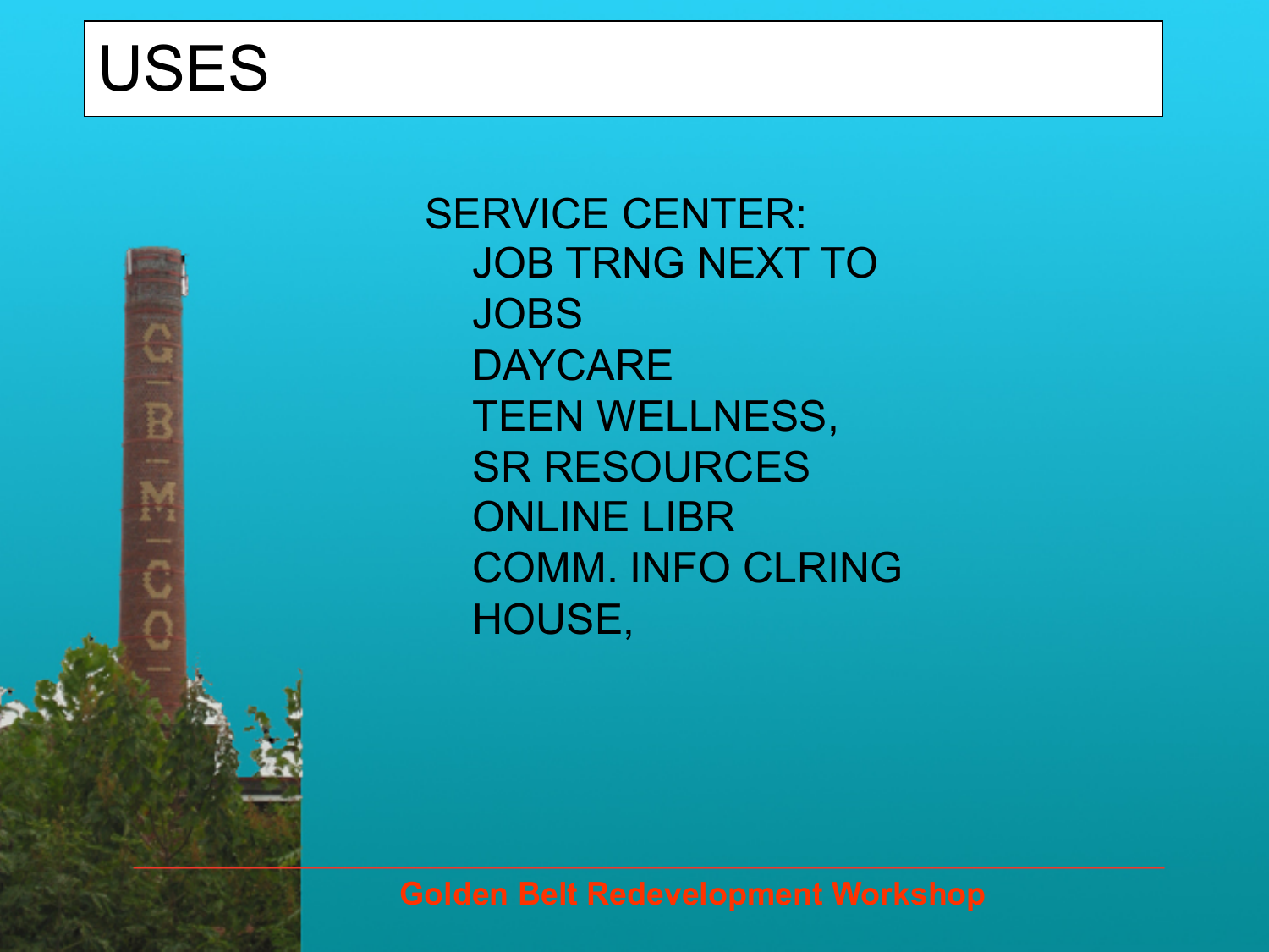# USES

SERVICE CENTER:

- JOB TRNG NEXT TO JOBS
- DAYCARE
- TEEN WELLNESS,
- SR RESOURCES
- ONLINE LIBR
- COMM. INFO CLRING HOUSE,

Golden Belt Redevelopment Workshop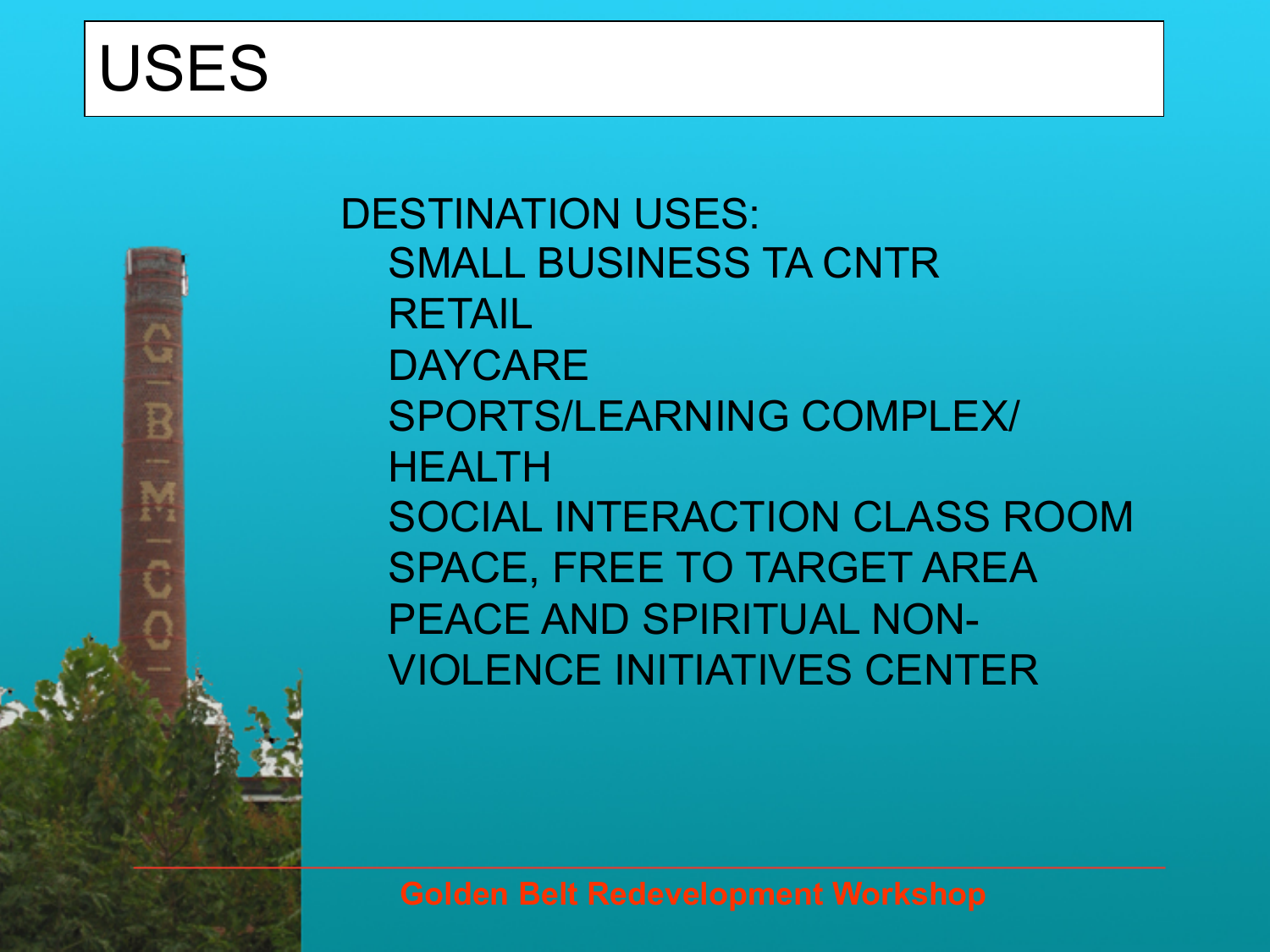# USES

DESTINATION USES:

- SMALL BUSINESS TA CNTR
- RETAIL
- DAYCARE
- SPORTS/LEARNING COMPLEX/ HEALTH
- SOCIAL INTERACTION CLASS ROOM SPACE, FREE TO TARGET AREA
- PEACE AND SPIRITUAL NON-VIOLENCE INITIATIVES CENTER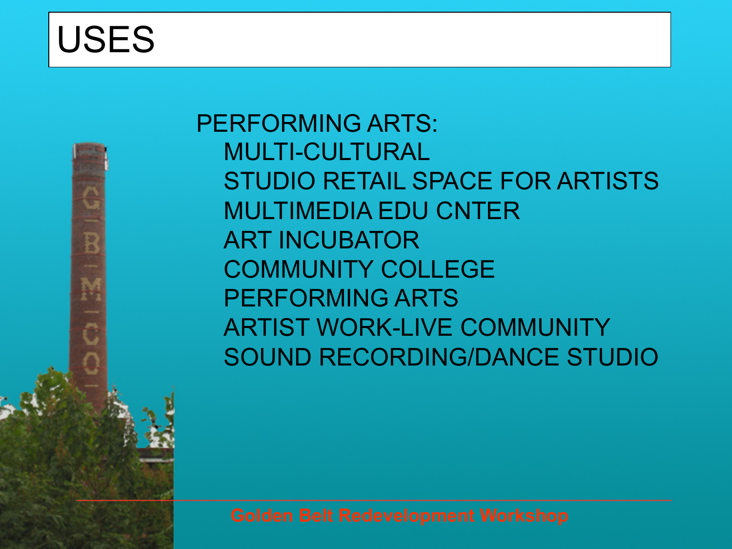# USES

PERFORMING ARTS:

- MULTI-CULTURAL
- STUDIO RETAIL SPACE FOR ARTISTS
- MULTIMEDIA EDU CNTER
- ART INCUBATOR
- COMMUNITY COLLEGE
- PERFORMING ARTS
- ARTIST WORK-LIVE COMMUNITY
- SOUND RECORDING/DANCE STUDIO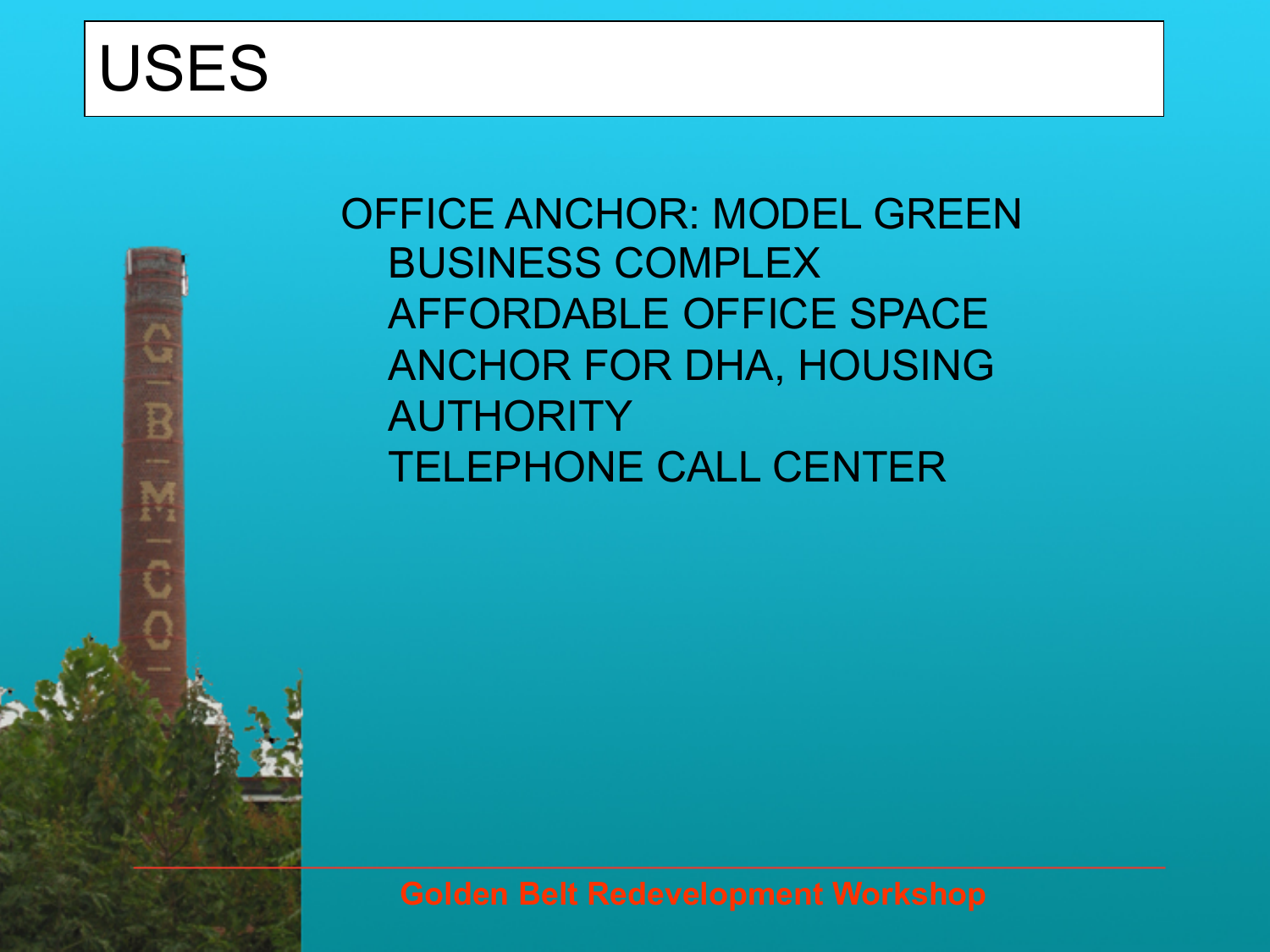# USES

OFFICE ANCHOR: MODEL GREEN BUSINESS COMPLEX

- AFFORDABLE OFFICE SPACE
- ANCHOR FOR DHA, HOUSING AUTHORITY
- TELEPHONE CALL CENTER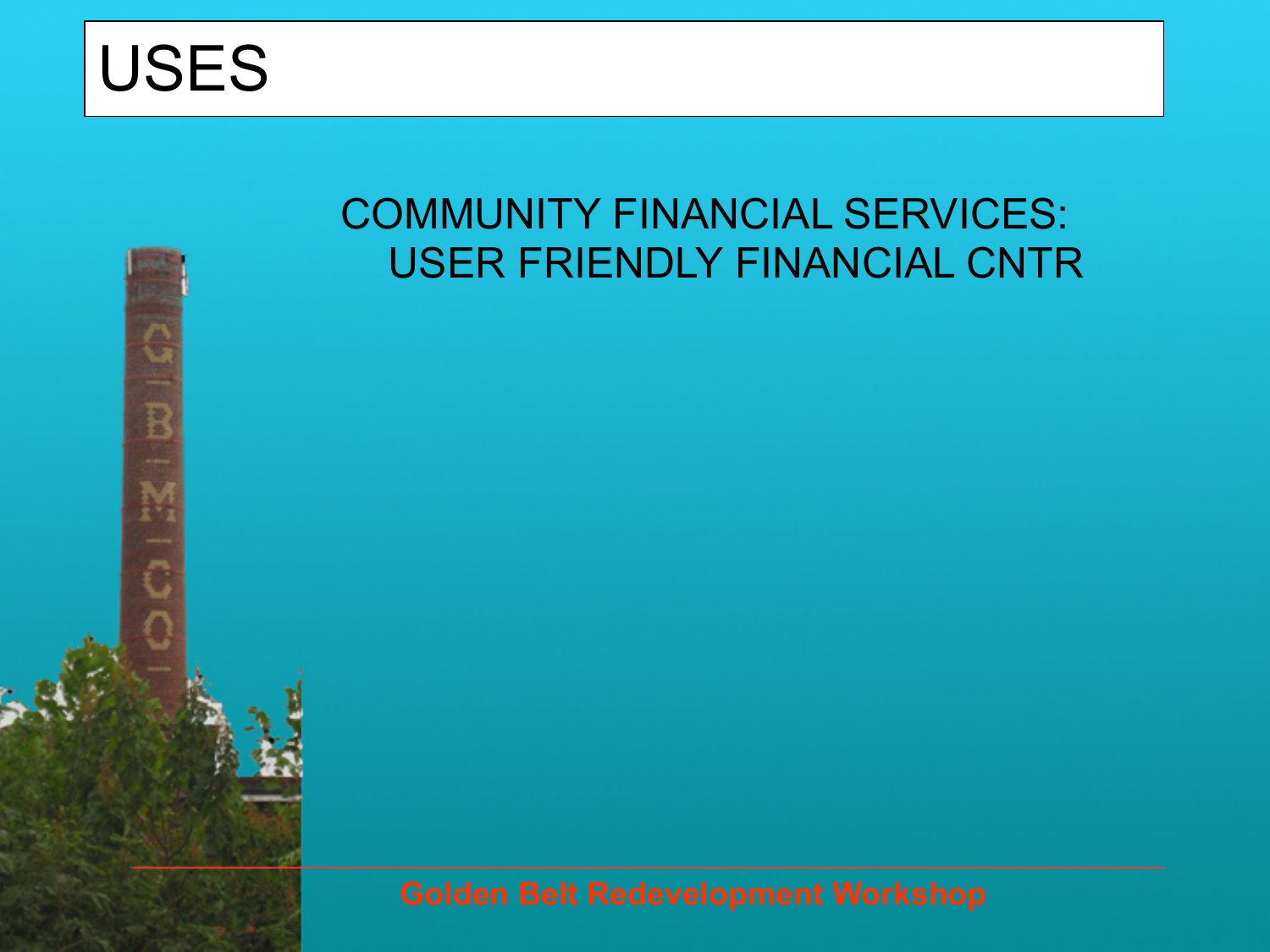# USES

COMMUNITY FINANCIAL SERVICES:
USER FRIENDLY FINANCIAL CNTR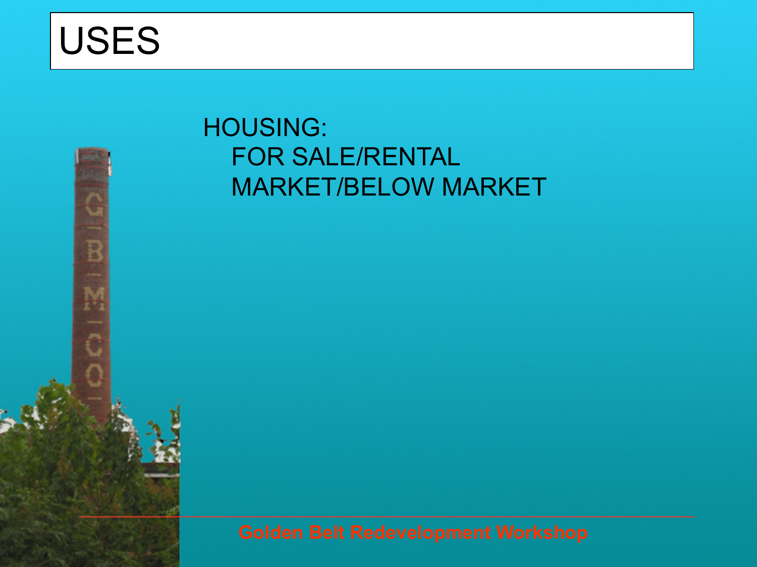# USES

HOUSING:

- FOR SALE/RENTAL
- MARKET/BELOW MARKET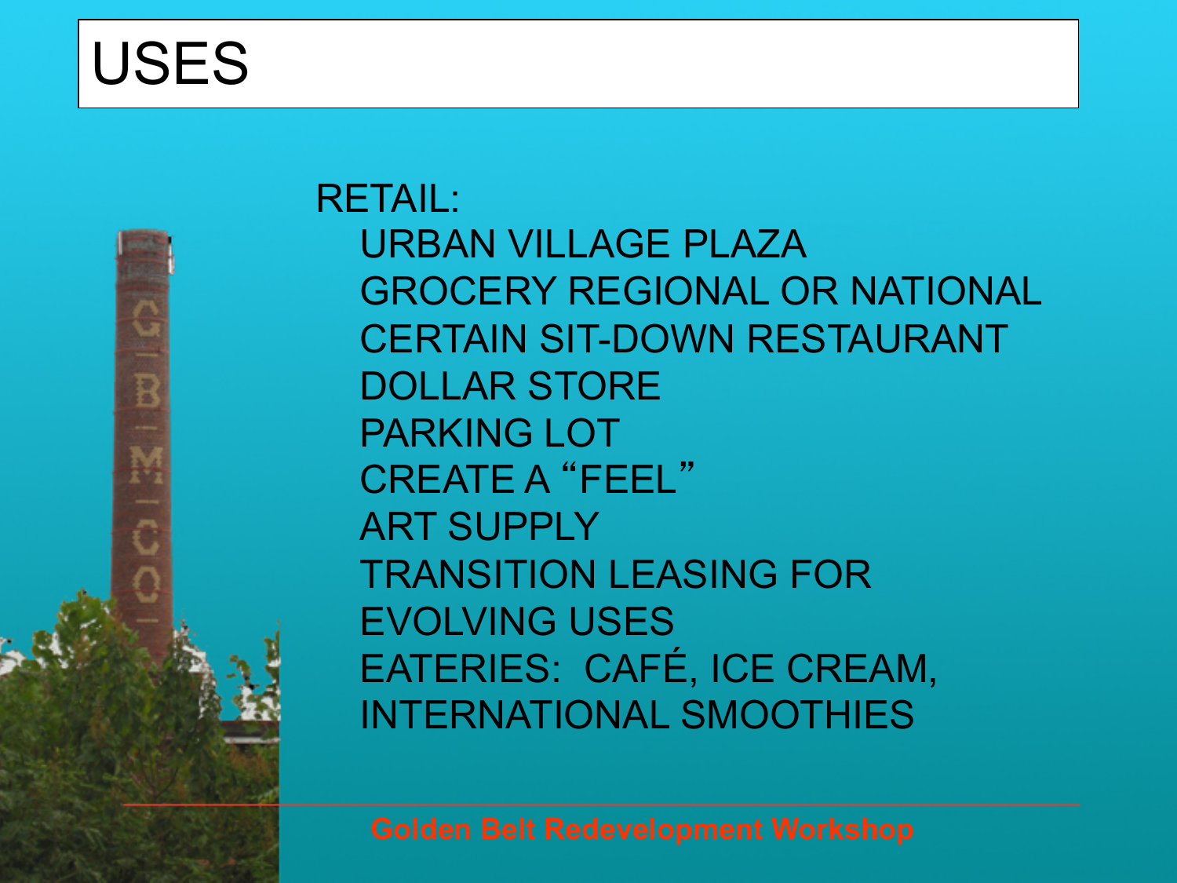# USES

RETAIL:

- URBAN VILLAGE PLAZA
- GROCERY REGIONAL OR NATIONAL
- CERTAIN SIT-DOWN RESTAURANT
- DOLLAR STORE
- PARKING LOT
- CREATE A "FEEL"
- ART SUPPLY
- TRANSITION LEASING FOR EVOLVING USES
- EATERIES: CAFÉ, ICE CREAM, INTERNATIONAL SMOOTHIES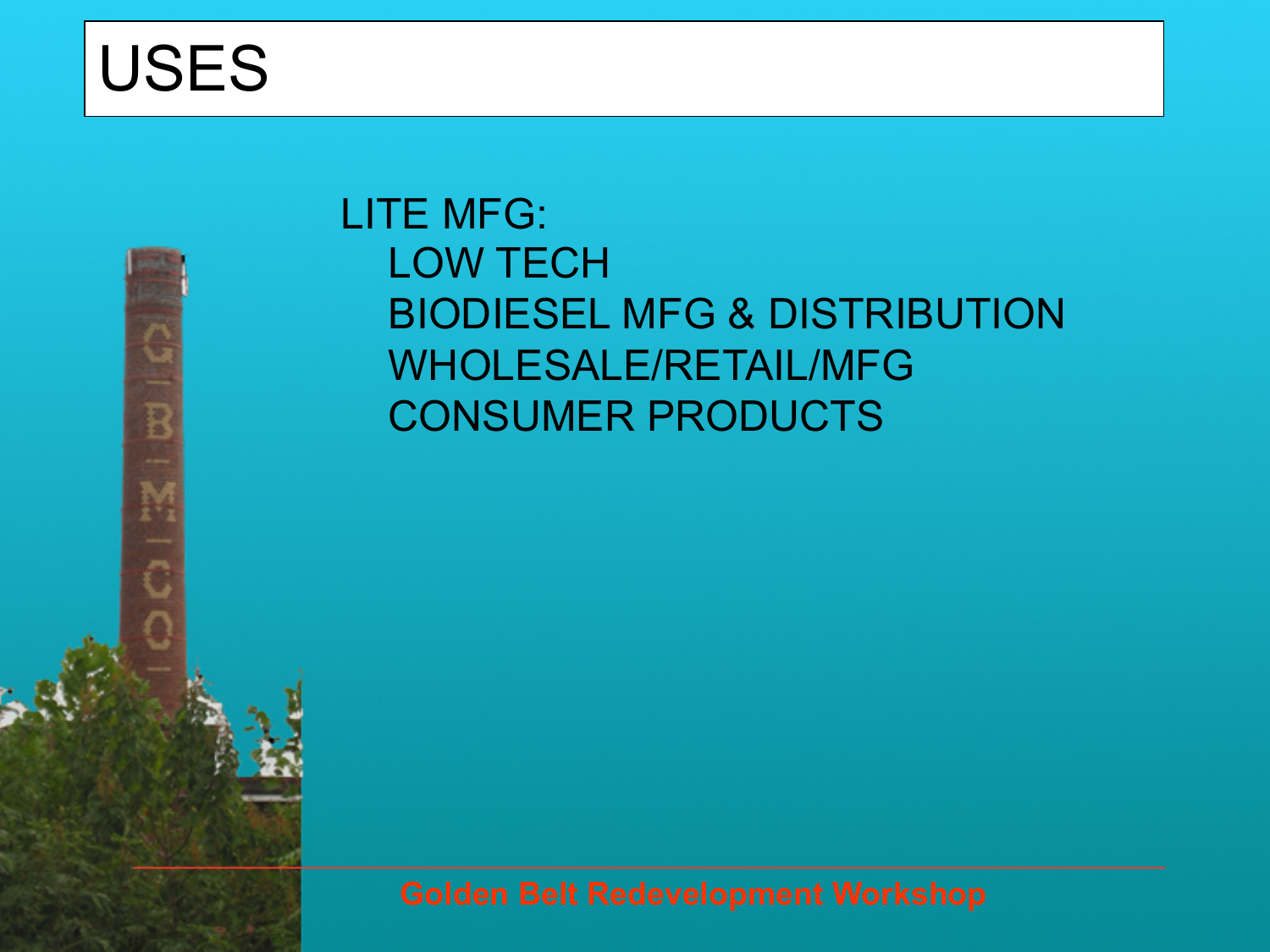# USES

LITE MFG:

- LOW TECH
- BIODIESEL MFG & DISTRIBUTION
- WHOLESALE/RETAIL/MFG
- CONSUMER PRODUCTS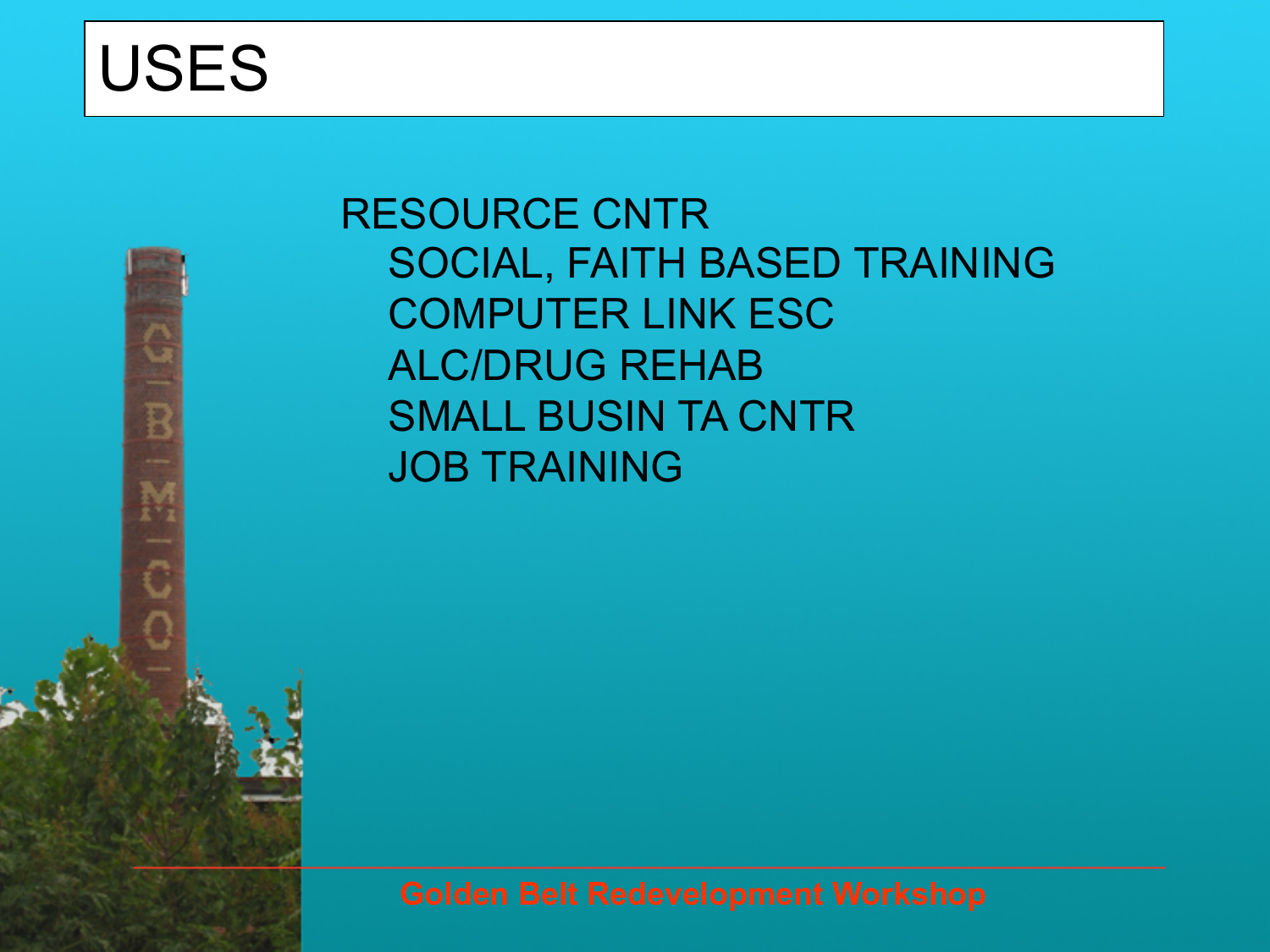# USES

- RESOURCE CNTR
  - SOCIAL, FAITH BASED TRAINING
  - COMPUTER LINK ESC
  - ALC/DRUG REHAB
  - SMALL BUSIN TA CNTR
  - JOB TRAINING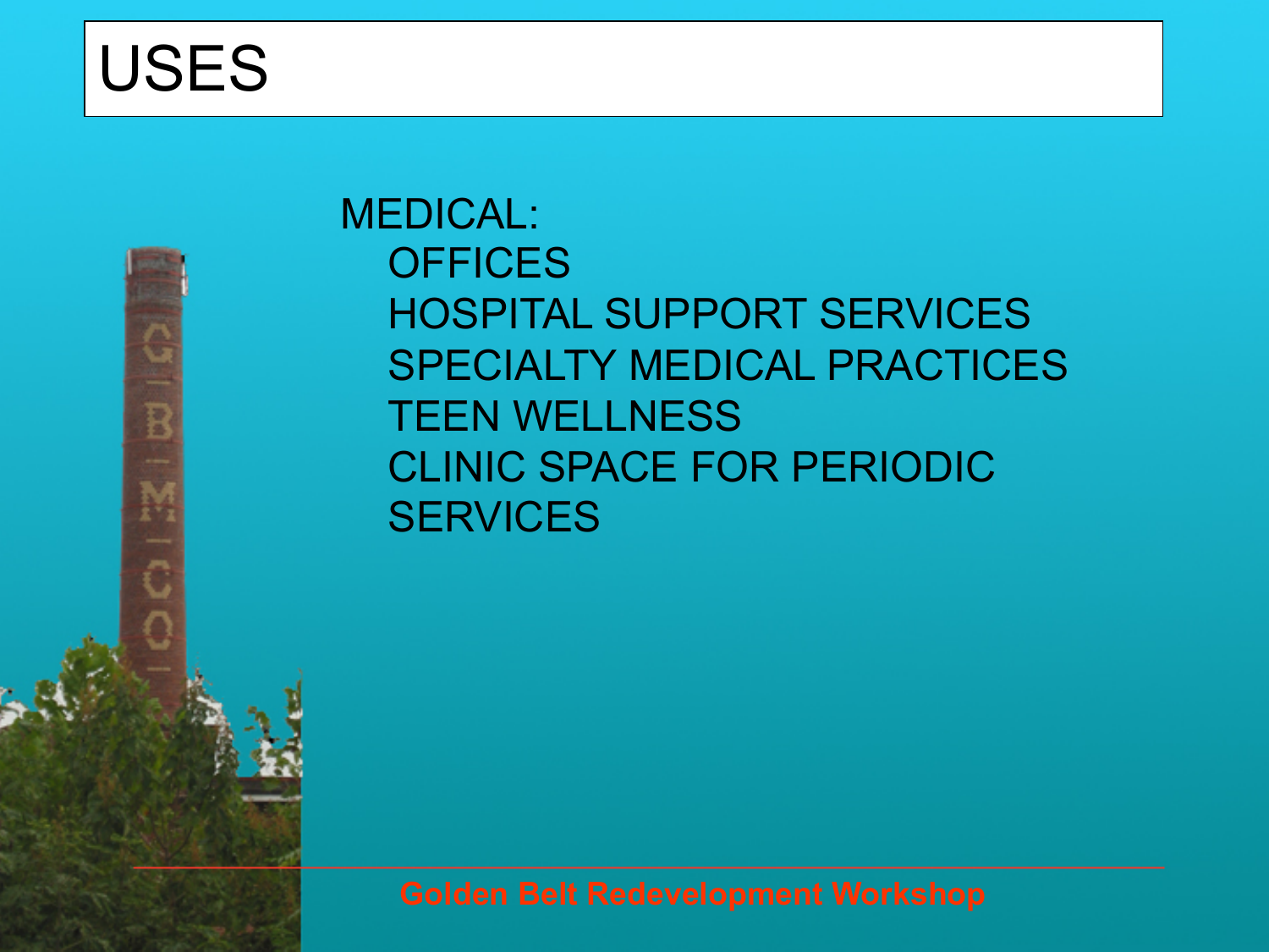# USES

MEDICAL:

- OFFICES
- HOSPITAL SUPPORT SERVICES
- SPECIALTY MEDICAL PRACTICES
- TEEN WELLNESS
- CLINIC SPACE FOR PERIODIC SERVICES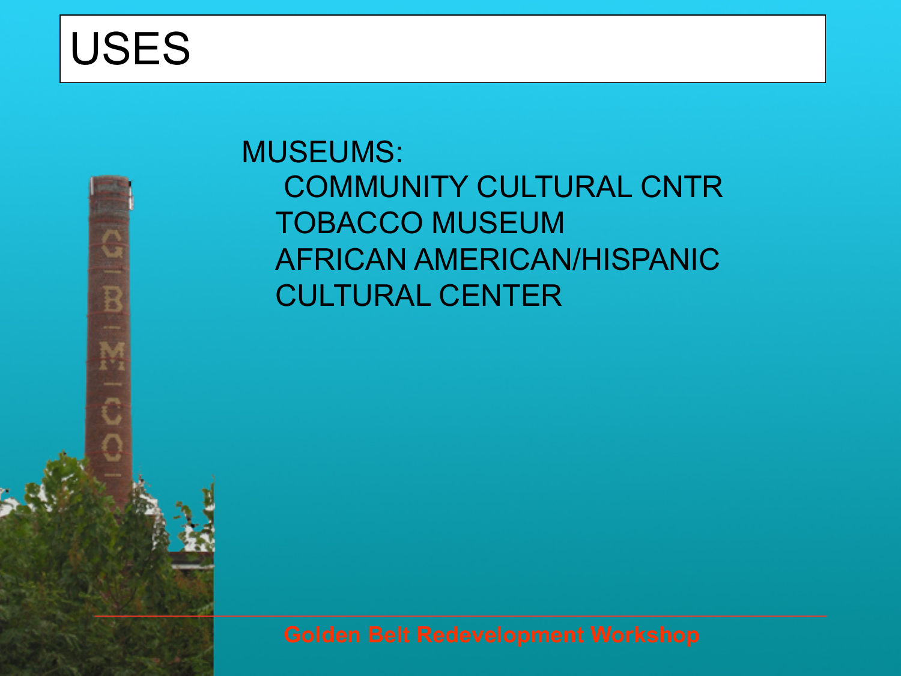# USES

MUSEUMS:

- COMMUNITY CULTURAL CNTR
- TOBACCO MUSEUM
- AFRICAN AMERICAN/HISPANIC CULTURAL CENTER